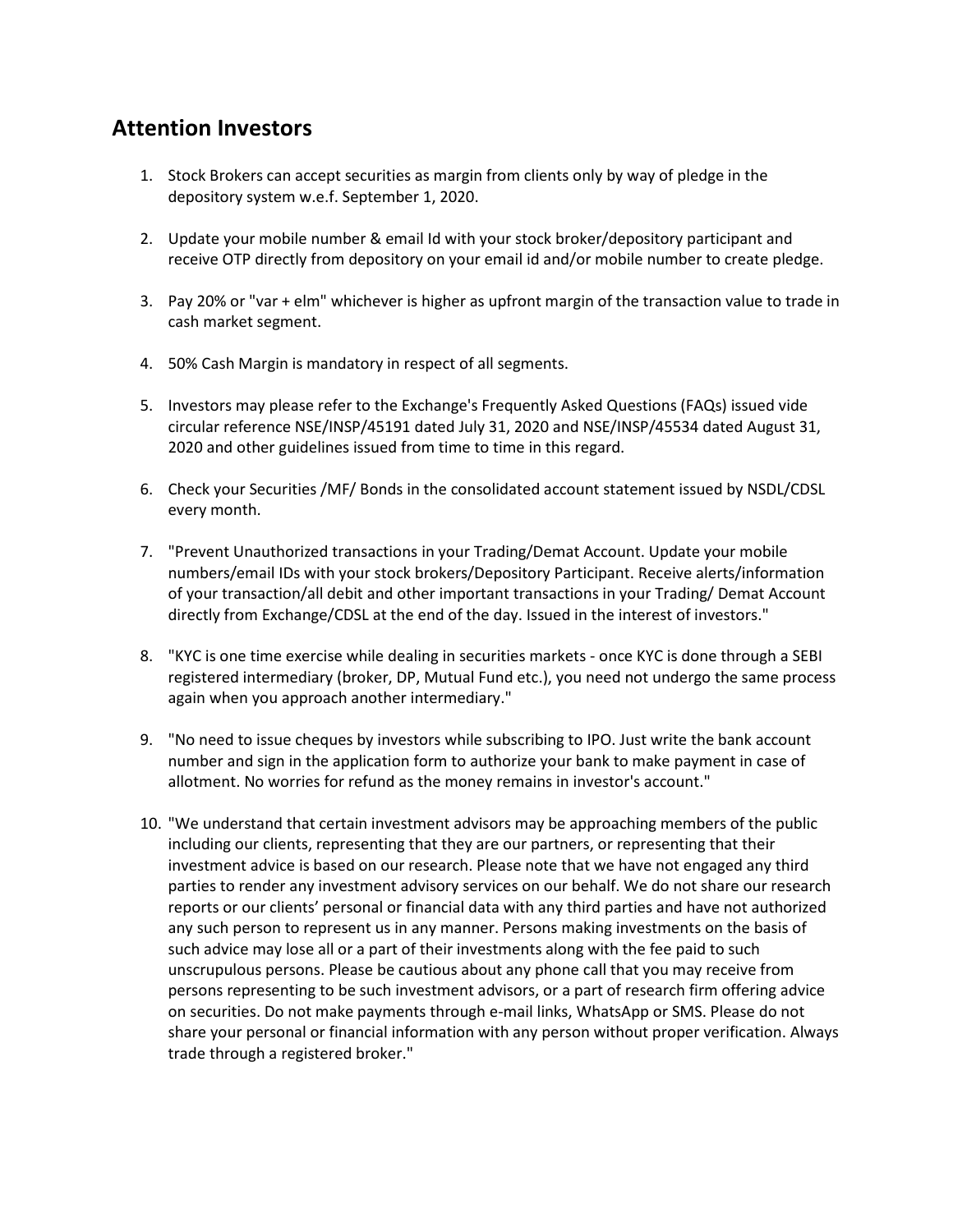## Attention Investors

1. Stock Brokers can accept securities as margin from clients only by way of pledge in the depository system w.e.f. September 1, 2020.

2. Update your mobile number & email Id with your stock broker/depository participant and receive OTP directly from depository on your email id and/or mobile number to create pledge.

3. Pay 20% or "var + elm" whichever is higher as upfront margin of the transaction value to trade in cash market segment.

4. 50% Cash Margin is mandatory in respect of all segments.

5. Investors may please refer to the Exchange's Frequently Asked Questions (FAQs) issued vide circular reference NSE/INSP/45191 dated July 31, 2020 and NSE/INSP/45534 dated August 31, 2020 and other guidelines issued from time to time in this regard.

6. Check your Securities /MF/ Bonds in the consolidated account statement issued by NSDL/CDSL every month.

7. "Prevent Unauthorized transactions in your Trading/Demat Account. Update your mobile numbers/email IDs with your stock brokers/Depository Participant. Receive alerts/information of your transaction/all debit and other important transactions in your Trading/ Demat Account directly from Exchange/CDSL at the end of the day. Issued in the interest of investors."

8. "KYC is one time exercise while dealing in securities markets - once KYC is done through a SEBI registered intermediary (broker, DP, Mutual Fund etc.), you need not undergo the same process again when you approach another intermediary."

9. "No need to issue cheques by investors while subscribing to IPO. Just write the bank account number and sign in the application form to authorize your bank to make payment in case of allotment. No worries for refund as the money remains in investor's account."

10. "We understand that certain investment advisors may be approaching members of the public including our clients, representing that they are our partners, or representing that their investment advice is based on our research. Please note that we have not engaged any third parties to render any investment advisory services on our behalf. We do not share our research reports or our clients' personal or financial data with any third parties and have not authorized any such person to represent us in any manner. Persons making investments on the basis of such advice may lose all or a part of their investments along with the fee paid to such unscrupulous persons. Please be cautious about any phone call that you may receive from persons representing to be such investment advisors, or a part of research firm offering advice on securities. Do not make payments through e-mail links, WhatsApp or SMS. Please do not share your personal or financial information with any person without proper verification. Always trade through a registered broker."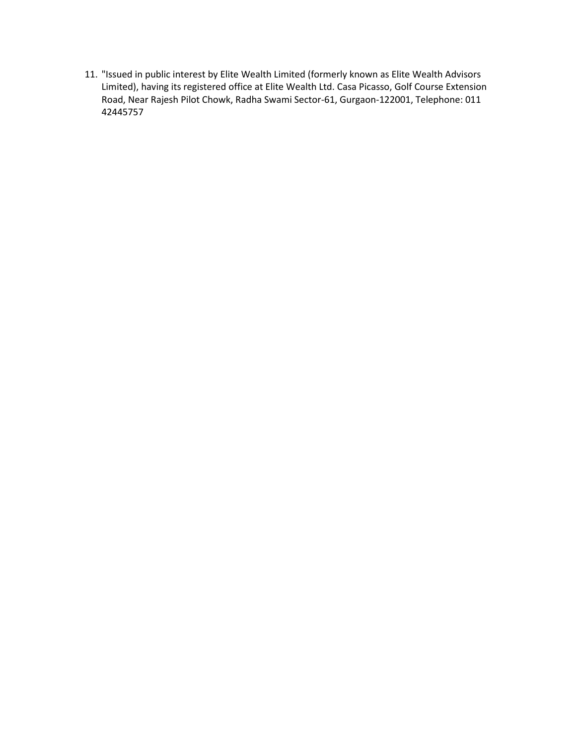11. "Issued in public interest by Elite Wealth Limited (formerly known as Elite Wealth Advisors Limited), having its registered office at Elite Wealth Ltd. Casa Picasso, Golf Course Extension Road, Near Rajesh Pilot Chowk, Radha Swami Sector-61, Gurgaon-122001, Telephone: 011 42445757